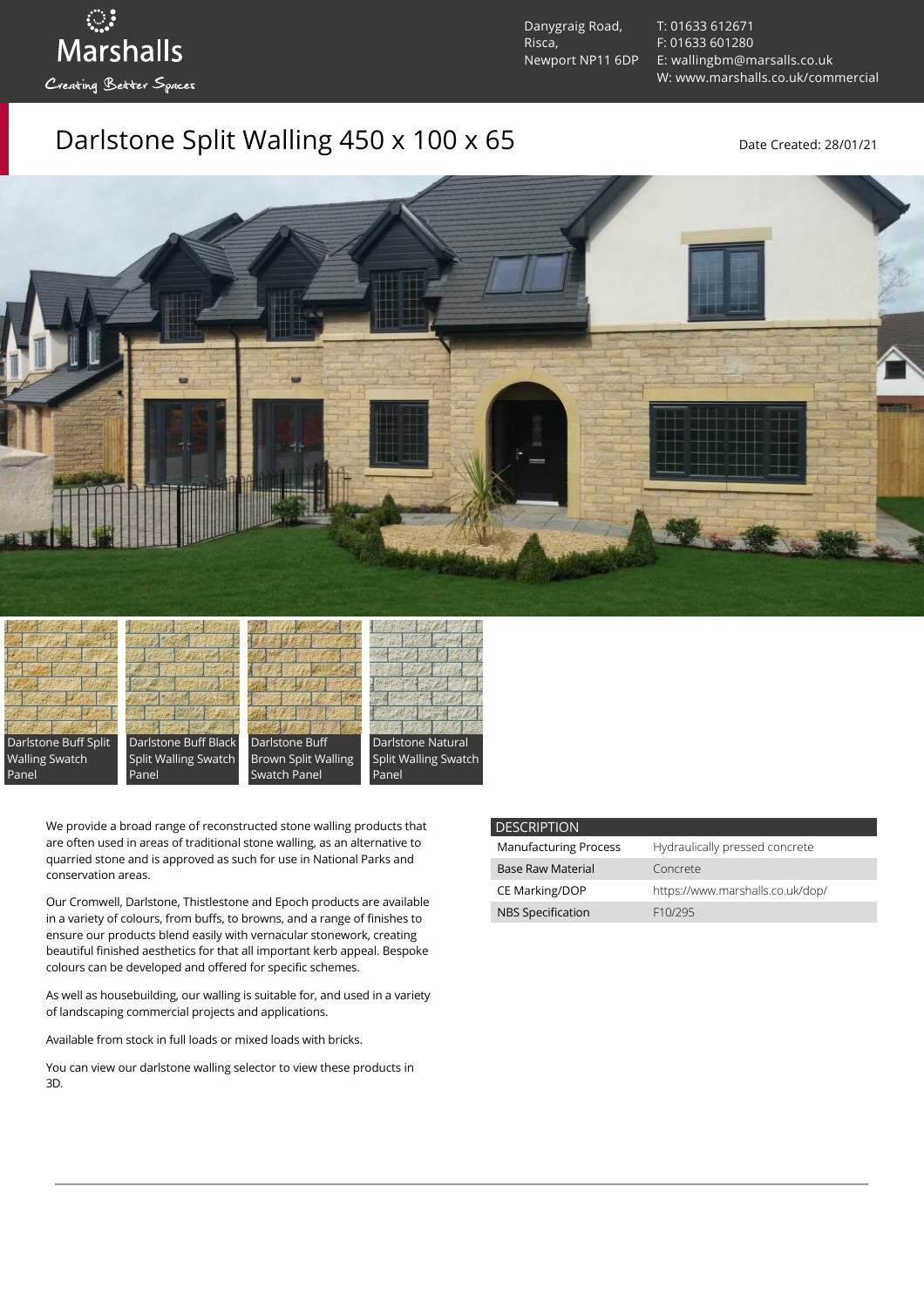Marshalls
Creating Better Spaces

Danygraig Road,
Risca,
Newport NP11 6DP

T: 01633 612671
F: 01633 601280
E: wallingbm@marsalls.co.uk
W: www.marshalls.co.uk/commercial

# Darlstone Split Walling 450 x 100 x 65

Date Created: 28/01/21

Darlstone Buff Split Walling Swatch Panel

Darlstone Buff Black Split Walling Swatch Panel

Darlstone Buff Brown Split Walling Swatch Panel

Darlstone Natural Split Walling Swatch Panel

We provide a broad range of reconstructed stone walling products that are often used in areas of traditional stone walling, as an alternative to quarried stone and is approved as such for use in National Parks and conservation areas.

Our Cromwell, Darlstone, Thistlestone and Epoch products are available in a variety of colours, from buffs, to browns, and a range of finishes to ensure our products blend easily with vernacular stonework, creating beautiful finished aesthetics for that all important kerb appeal. Bespoke colours can be developed and offered for specific schemes.

As well as housebuilding, our walling is suitable for, and used in a variety of landscaping commercial projects and applications.

Available from stock in full loads or mixed loads with bricks.

You can view our darlstone walling selector to view these products in 3D.

| DESCRIPTION | |
|---|---|
| Manufacturing Process | Hydraulically pressed concrete |
| Base Raw Material | Concrete |
| CE Marking/DOP | https://www.marshalls.co.uk/dop/ |
| NBS Specification | F10/295 |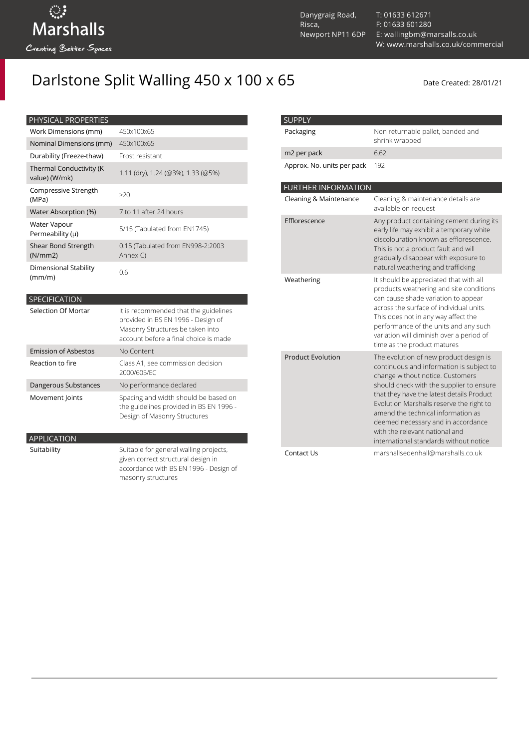Marshalls
Creating Better Spaces

Danygraig Road,
Risca,
Newport NP11 6DP

T: 01633 612671
F: 01633 601280
E: wallingbm@marsalls.co.uk
W: www.marshalls.co.uk/commercial

# Darlstone Split Walling 450 x 100 x 65

Date Created: 28/01/21

| PHYSICAL PROPERTIES | |
|---|---|
| Work Dimensions (mm) | 450x100x65 |
| Nominal Dimensions (mm) | 450x100x65 |
| Durability (Freeze-thaw) | Frost resistant |
| Thermal Conductivity (K value) (W/mk) | 1.11 (dry), 1.24 (@3%), 1.33 (@5%) |
| Compressive Strength (MPa) | >20 |
| Water Absorption (%) | 7 to 11 after 24 hours |
| Water Vapour Permeability (μ) | 5/15 (Tabulated from EN1745) |
| Shear Bond Strength (N/mm2) | 0.15 (Tabulated from EN998-2:2003 Annex C) |
| Dimensional Stability (mm/m) | 0.6 |

| SPECIFICATION | |
|---|---|
| Selection Of Mortar | It is recommended that the guidelines provided in BS EN 1996 - Design of Masonry Structures be taken into account before a final choice is made |
| Emission of Asbestos | No Content |
| Reaction to fire | Class A1, see commission decision 2000/605/EC |
| Dangerous Substances | No performance declared |
| Movement Joints | Spacing and width should be based on the guidelines provided in BS EN 1996 - Design of Masonry Structures |

| APPLICATION | |
|---|---|
| Suitability | Suitable for general walling projects, given correct structural design in accordance with BS EN 1996 - Design of masonry structures |

| SUPPLY | |
|---|---|
| Packaging | Non returnable pallet, banded and shrink wrapped |
| m2 per pack | 6.62 |
| Approx. No. units per pack | 192 |

| FURTHER INFORMATION | |
|---|---|
| Cleaning & Maintenance | Cleaning & maintenance details are available on request |
| Efflorescence | Any product containing cement during its early life may exhibit a temporary white discolouration known as efflorescence. This is not a product fault and will gradually disappear with exposure to natural weathering and trafficking |
| Weathering | It should be appreciated that with all products weathering and site conditions can cause shade variation to appear across the surface of individual units. This does not in any way affect the performance of the units and any such variation will diminish over a period of time as the product matures |
| Product Evolution | The evolution of new product design is continuous and information is subject to change without notice. Customers should check with the supplier to ensure that they have the latest details Product Evolution Marshalls reserve the right to amend the technical information as deemed necessary and in accordance with the relevant national and international standards without notice |
| Contact Us | marshallsedenhall@marshalls.co.uk |